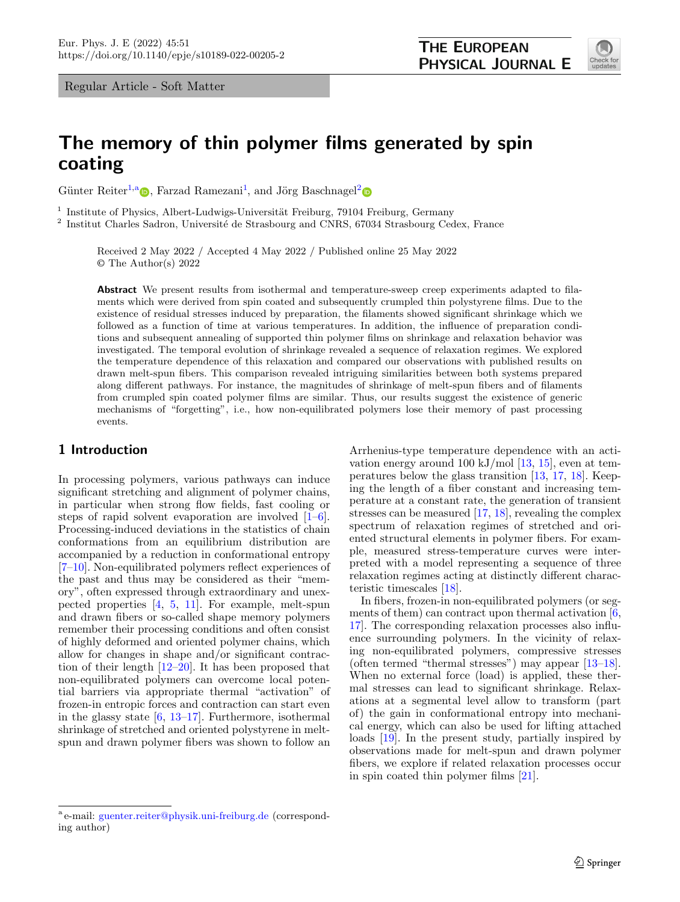Regular Article - Soft Matter

# The memory of thin polymer films generated by spin coating

Günter Reiter[1,a], Farzad Ramezani[1], and Jörg Baschnagel[2]

[1] Institute of Physics, Albert-Ludwigs-Universität Freiburg, 79104 Freiburg, Germany
[2] Institut Charles Sadron, Université de Strasbourg and CNRS, 67034 Strasbourg Cedex, France

Received 2 May 2022 / Accepted 4 May 2022 / Published online 25 May 2022
© The Author(s) 2022

**Abstract** We present results from isothermal and temperature-sweep creep experiments adapted to filaments which were derived from spin coated and subsequently crumpled thin polystyrene films. Due to the existence of residual stresses induced by preparation, the filaments showed significant shrinkage which we followed as a function of time at various temperatures. In addition, the influence of preparation conditions and subsequent annealing of supported thin polymer films on shrinkage and relaxation behavior was investigated. The temporal evolution of shrinkage revealed a sequence of relaxation regimes. We explored the temperature dependence of this relaxation and compared our observations with published results on drawn melt-spun fibers. This comparison revealed intriguing similarities between both systems prepared along different pathways. For instance, the magnitudes of shrinkage of melt-spun fibers and of filaments from crumpled spin coated polymer films are similar. Thus, our results suggest the existence of generic mechanisms of "forgetting", i.e., how non-equilibrated polymers lose their memory of past processing events.

## 1 Introduction

In processing polymers, various pathways can induce significant stretching and alignment of polymer chains, in particular when strong flow fields, fast cooling or steps of rapid solvent evaporation are involved [1–6]. Processing-induced deviations in the statistics of chain conformations from an equilibrium distribution are accompanied by a reduction in conformational entropy [7–10]. Non-equilibrated polymers reflect experiences of the past and thus may be considered as their "memory", often expressed through extraordinary and unexpected properties [4, 5, 11]. For example, melt-spun and drawn fibers or so-called shape memory polymers remember their processing conditions and often consist of highly deformed and oriented polymer chains, which allow for changes in shape and/or significant contraction of their length [12–20]. It has been proposed that non-equilibrated polymers can overcome local potential barriers via appropriate thermal "activation" of frozen-in entropic forces and contraction can start even in the glassy state [6, 13–17]. Furthermore, isothermal shrinkage of stretched and oriented polystyrene in melt-spun and drawn polymer fibers was shown to follow an Arrhenius-type temperature dependence with an activation energy around 100 kJ/mol [13, 15], even at temperatures below the glass transition [13, 17, 18]. Keeping the length of a fiber constant and increasing temperature at a constant rate, the generation of transient stresses can be measured [17, 18], revealing the complex spectrum of relaxation regimes of stretched and oriented structural elements in polymer fibers. For example, measured stress-temperature curves were interpreted with a model representing a sequence of three relaxation regimes acting at distinctly different characteristic timescales [18].

In fibers, frozen-in non-equilibrated polymers (or segments of them) can contract upon thermal activation [6, 17]. The corresponding relaxation processes also influence surrounding polymers. In the vicinity of relaxing non-equilibrated polymers, compressive stresses (often termed "thermal stresses") may appear [13–18]. When no external force (load) is applied, these thermal stresses can lead to significant shrinkage. Relaxations at a segmental level allow to transform (part of) the gain in conformational entropy into mechanical energy, which can also be used for lifting attached loads [19]. In the present study, partially inspired by observations made for melt-spun and drawn polymer fibers, we explore if related relaxation processes occur in spin coated thin polymer films [21].

[a] e-mail: guenter.reiter@physik.uni-freiburg.de (corresponding author)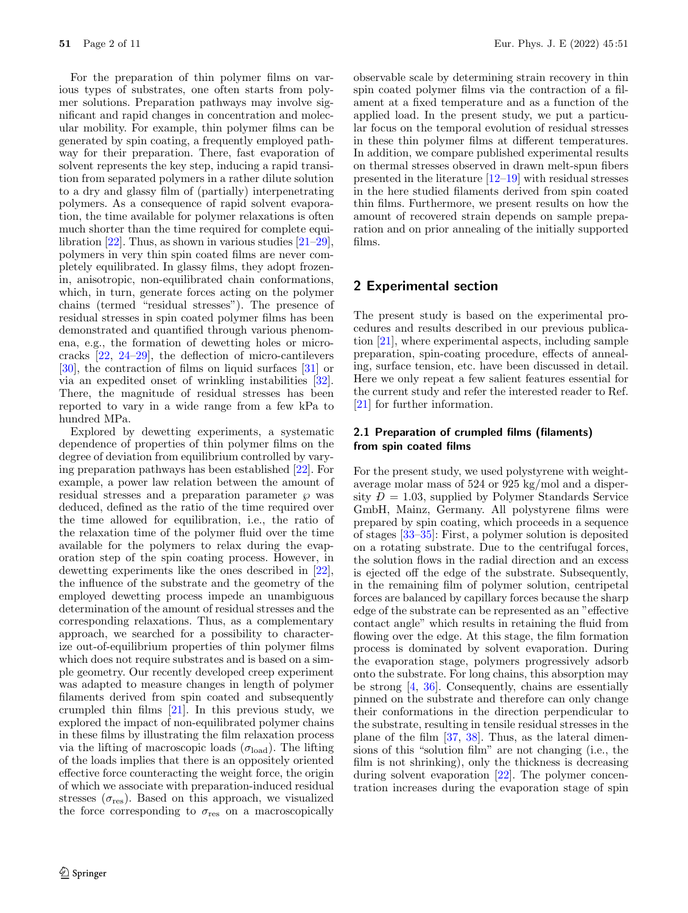For the preparation of thin polymer films on various types of substrates, one often starts from polymer solutions. Preparation pathways may involve significant and rapid changes in concentration and molecular mobility. For example, thin polymer films can be generated by spin coating, a frequently employed pathway for their preparation. There, fast evaporation of solvent represents the key step, inducing a rapid transition from separated polymers in a rather dilute solution to a dry and glassy film of (partially) interpenetrating polymers. As a consequence of rapid solvent evaporation, the time available for polymer relaxations is often much shorter than the time required for complete equilibration [22]. Thus, as shown in various studies [21–29], polymers in very thin spin coated films are never completely equilibrated. In glassy films, they adopt frozen-in, anisotropic, non-equilibrated chain conformations, which, in turn, generate forces acting on the polymer chains (termed "residual stresses"). The presence of residual stresses in spin coated polymer films has been demonstrated and quantified through various phenomena, e.g., the formation of dewetting holes or micro-cracks [22, 24–29], the deflection of micro-cantilevers [30], the contraction of films on liquid surfaces [31] or via an expedited onset of wrinkling instabilities [32]. There, the magnitude of residual stresses has been reported to vary in a wide range from a few kPa to hundred MPa.

Explored by dewetting experiments, a systematic dependence of properties of thin polymer films on the degree of deviation from equilibrium controlled by varying preparation pathways has been established [22]. For example, a power law relation between the amount of residual stresses and a preparation parameter $\wp$ was deduced, defined as the ratio of the time required over the time allowed for equilibration, i.e., the ratio of the relaxation time of the polymer fluid over the time available for the polymers to relax during the evaporation step of the spin coating process. However, in dewetting experiments like the ones described in [22], the influence of the substrate and the geometry of the employed dewetting process impede an unambiguous determination of the amount of residual stresses and the corresponding relaxations. Thus, as a complementary approach, we searched for a possibility to characterize out-of-equilibrium properties of thin polymer films which does not require substrates and is based on a simple geometry. Our recently developed creep experiment was adapted to measure changes in length of polymer filaments derived from spin coated and subsequently crumpled thin films [21]. In this previous study, we explored the impact of non-equilibrated polymer chains in these films by illustrating the film relaxation process via the lifting of macroscopic loads ($\sigma_{\text{load}}$). The lifting of the loads implies that there is an oppositely oriented effective force counteracting the weight force, the origin of which we associate with preparation-induced residual stresses ($\sigma_{\text{res}}$). Based on this approach, we visualized the force corresponding to $\sigma_{\text{res}}$ on a macroscopically observable scale by determining strain recovery in thin spin coated polymer films via the contraction of a filament at a fixed temperature and as a function of the applied load. In the present study, we put a particular focus on the temporal evolution of residual stresses in these thin polymer films at different temperatures. In addition, we compare published experimental results on thermal stresses observed in drawn melt-spun fibers presented in the literature [12–19] with residual stresses in the here studied filaments derived from spin coated thin films. Furthermore, we present results on how the amount of recovered strain depends on sample preparation and on prior annealing of the initially supported films.

## 2 Experimental section

The present study is based on the experimental procedures and results described in our previous publication [21], where experimental aspects, including sample preparation, spin-coating procedure, effects of annealing, surface tension, etc. have been discussed in detail. Here we only repeat a few salient features essential for the current study and refer the interested reader to Ref. [21] for further information.

### 2.1 Preparation of crumpled films (filaments) from spin coated films

For the present study, we used polystyrene with weight-average molar mass of 524 or 925 kg/mol and a dispersity $Đ = 1.03$, supplied by Polymer Standards Service GmbH, Mainz, Germany. All polystyrene films were prepared by spin coating, which proceeds in a sequence of stages [33–35]: First, a polymer solution is deposited on a rotating substrate. Due to the centrifugal forces, the solution flows in the radial direction and an excess is ejected off the edge of the substrate. Subsequently, in the remaining film of polymer solution, centripetal forces are balanced by capillary forces because the sharp edge of the substrate can be represented as an "effective contact angle" which results in retaining the fluid from flowing over the edge. At this stage, the film formation process is dominated by solvent evaporation. During the evaporation stage, polymers progressively adsorb onto the substrate. For long chains, this absorption may be strong [4, 36]. Consequently, chains are essentially pinned on the substrate and therefore can only change their conformations in the direction perpendicular to the substrate, resulting in tensile residual stresses in the plane of the film [37, 38]. Thus, as the lateral dimensions of this "solution film" are not changing (i.e., the film is not shrinking), only the thickness is decreasing during solvent evaporation [22]. The polymer concentration increases during the evaporation stage of spin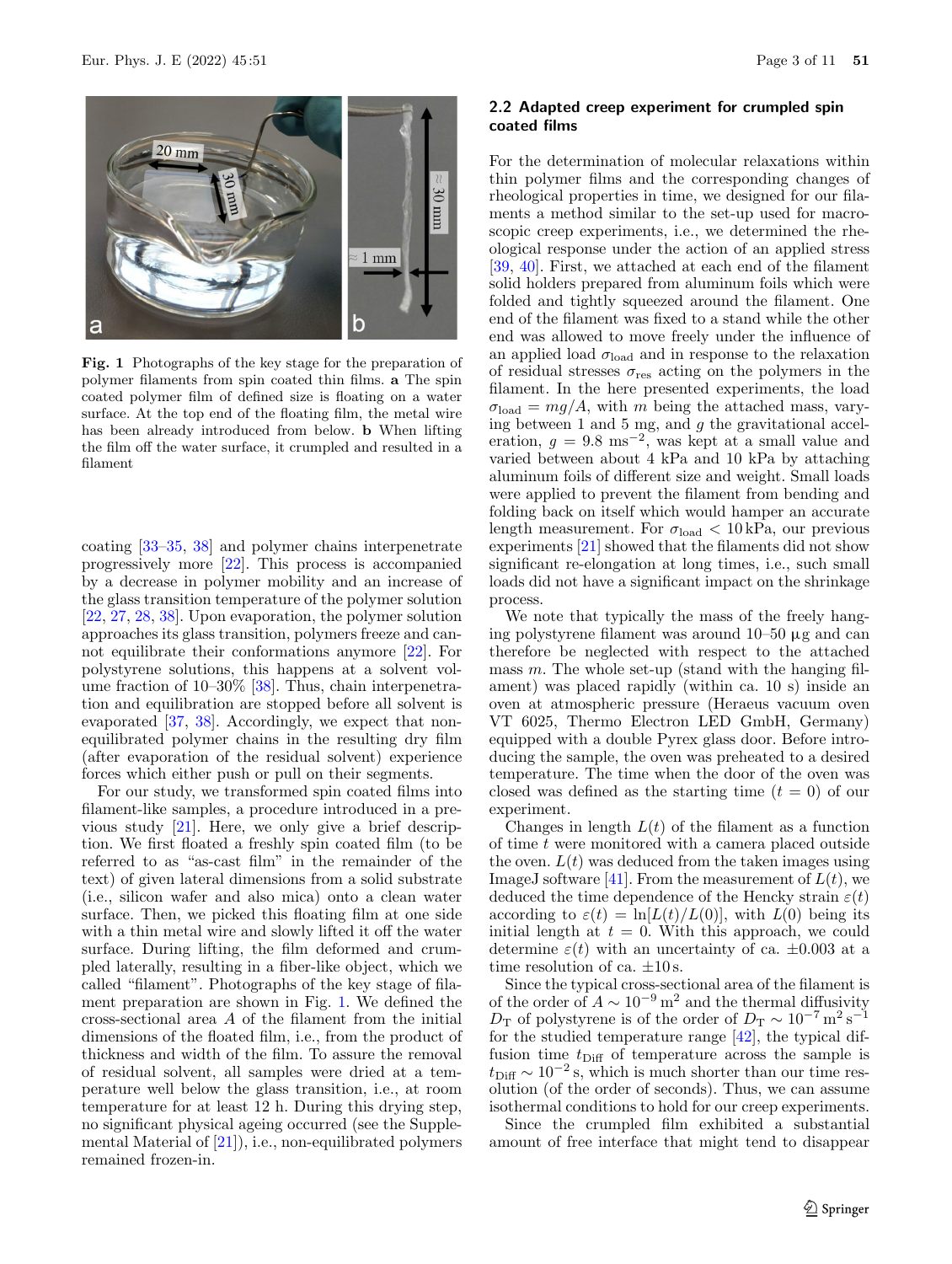**Fig. 1** Photographs of the key stage for the preparation of polymer filaments from spin coated thin films. **a** The spin coated polymer film of defined size is floating on a water surface. At the top end of the floating film, the metal wire has been already introduced from below. **b** When lifting the film off the water surface, it crumpled and resulted in a filament

coating [33–35, 38] and polymer chains interpenetrate progressively more [22]. This process is accompanied by a decrease in polymer mobility and an increase of the glass transition temperature of the polymer solution [22, 27, 28, 38]. Upon evaporation, the polymer solution approaches its glass transition, polymers freeze and cannot equilibrate their conformations anymore [22]. For polystyrene solutions, this happens at a solvent volume fraction of 10–30% [38]. Thus, chain interpenetration and equilibration are stopped before all solvent is evaporated [37, 38]. Accordingly, we expect that non-equilibrated polymer chains in the resulting dry film (after evaporation of the residual solvent) experience forces which either push or pull on their segments.

For our study, we transformed spin coated films into filament-like samples, a procedure introduced in a previous study [21]. Here, we only give a brief description. We first floated a freshly spin coated film (to be referred to as "as-cast film" in the remainder of the text) of given lateral dimensions from a solid substrate (i.e., silicon wafer and also mica) onto a clean water surface. Then, we picked this floating film at one side with a thin metal wire and slowly lifted it off the water surface. During lifting, the film deformed and crumpled laterally, resulting in a fiber-like object, which we called "filament". Photographs of the key stage of filament preparation are shown in Fig. 1. We defined the cross-sectional area $A$ of the filament from the initial dimensions of the floated film, i.e., from the product of thickness and width of the film. To assure the removal of residual solvent, all samples were dried at a temperature well below the glass transition, i.e., at room temperature for at least 12 h. During this drying step, no significant physical ageing occurred (see the Supplemental Material of [21]), i.e., non-equilibrated polymers remained frozen-in.

### 2.2 Adapted creep experiment for crumpled spin coated films

For the determination of molecular relaxations within thin polymer films and the corresponding changes of rheological properties in time, we designed for our filaments a method similar to the set-up used for macroscopic creep experiments, i.e., we determined the rheological response under the action of an applied stress [39, 40]. First, we attached at each end of the filament solid holders prepared from aluminum foils which were folded and tightly squeezed around the filament. One end of the filament was fixed to a stand while the other end was allowed to move freely under the influence of an applied load $\sigma_{\text{load}}$ and in response to the relaxation of residual stresses $\sigma_{\text{res}}$ acting on the polymers in the filament. In the here presented experiments, the load $\sigma_{\text{load}} = mg/A$, with $m$ being the attached mass, varying between 1 and 5 mg, and $g$ the gravitational acceleration, $g = 9.8\ \text{ms}^{-2}$, was kept at a small value and varied between about 4 kPa and 10 kPa by attaching aluminum foils of different size and weight. Small loads were applied to prevent the filament from bending and folding back on itself which would hamper an accurate length measurement. For $\sigma_{\text{load}} < 10\,\text{kPa}$, our previous experiments [21] showed that the filaments did not show significant re-elongation at long times, i.e., such small loads did not have a significant impact on the shrinkage process.

We note that typically the mass of the freely hanging polystyrene filament was around 10–50 µg and can therefore be neglected with respect to the attached mass $m$. The whole set-up (stand with the hanging filament) was placed rapidly (within ca. 10 s) inside an oven at atmospheric pressure (Heraeus vacuum oven VT 6025, Thermo Electron LED GmbH, Germany) equipped with a double Pyrex glass door. Before introducing the sample, the oven was preheated to a desired temperature. The time when the door of the oven was closed was defined as the starting time ($t = 0$) of our experiment.

Changes in length $L(t)$ of the filament as a function of time $t$ were monitored with a camera placed outside the oven. $L(t)$ was deduced from the taken images using ImageJ software [41]. From the measurement of $L(t)$, we deduced the time dependence of the Hencky strain $\varepsilon(t)$ according to $\varepsilon(t) = \ln[L(t)/L(0)]$, with $L(0)$ being its initial length at $t = 0$. With this approach, we could determine $\varepsilon(t)$ with an uncertainty of ca. $\pm 0.003$ at a time resolution of ca. $\pm 10$ s.

Since the typical cross-sectional area of the filament is of the order of $A \sim 10^{-9}\ \text{m}^2$ and the thermal diffusivity $D_{\text{T}}$ of polystyrene is of the order of $D_{\text{T}} \sim 10^{-7}\ \text{m}^2\,\text{s}^{-1}$ for the studied temperature range [42], the typical diffusion time $t_{\text{Diff}}$ of temperature across the sample is $t_{\text{Diff}} \sim 10^{-2}$ s, which is much shorter than our time resolution (of the order of seconds). Thus, we can assume isothermal conditions to hold for our creep experiments.

Since the crumpled film exhibited a substantial amount of free interface that might tend to disappear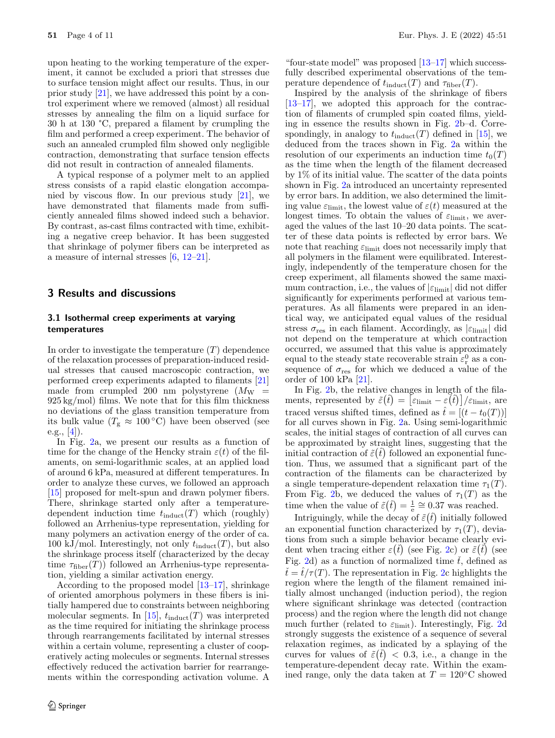upon heating to the working temperature of the experiment, it cannot be excluded a priori that stresses due to surface tension might affect our results. Thus, in our prior study [21], we have addressed this point by a control experiment where we removed (almost) all residual stresses by annealing the film on a liquid surface for 30 h at 130 °C, prepared a filament by crumpling the film and performed a creep experiment. The behavior of such an annealed crumpled film showed only negligible contraction, demonstrating that surface tension effects did not result in contraction of annealed filaments.

A typical response of a polymer melt to an applied stress consists of a rapid elastic elongation accompanied by viscous flow. In our previous study [21], we have demonstrated that filaments made from sufficiently annealed films showed indeed such a behavior. By contrast, as-cast films contracted with time, exhibiting a negative creep behavior. It has been suggested that shrinkage of polymer fibers can be interpreted as a measure of internal stresses [6, 12–21].

## 3 Results and discussions

### 3.1 Isothermal creep experiments at varying temperatures

In order to investigate the temperature ($T$) dependence of the relaxation processes of preparation-induced residual stresses that caused macroscopic contraction, we performed creep experiments adapted to filaments [21] made from crumpled 200 nm polystyrene ($M_W$ = 925 kg/mol) films. We note that for this film thickness no deviations of the glass transition temperature from its bulk value ($T_g \approx 100\,^\circ$C) have been observed (see e.g., [4]).

In Fig. 2a, we present our results as a function of time for the change of the Hencky strain $\varepsilon(t)$ of the filaments, on semi-logarithmic scales, at an applied load of around 6 kPa, measured at different temperatures. In order to analyze these curves, we followed an approach [15] proposed for melt-spun and drawn polymer fibers. There, shrinkage started only after a temperature-dependent induction time $t_{\text{induct}}(T)$ which (roughly) followed an Arrhenius-type representation, yielding for many polymers an activation energy of the order of ca. 100 kJ/mol. Interestingly, not only $t_{\text{induct}}(T)$, but also the shrinkage process itself (characterized by the decay time $\tau_{\text{fiber}}(T)$) followed an Arrhenius-type representation, yielding a similar activation energy.

According to the proposed model [13–17], shrinkage of oriented amorphous polymers in these fibers is initially hampered due to constraints between neighboring molecular segments. In [15], $t_{\text{induct}}(T)$ was interpreted as the time required for initiating the shrinkage process through rearrangements facilitated by internal stresses within a certain volume, representing a cluster of cooperatively acting molecules or segments. Internal stresses effectively reduced the activation barrier for rearrangements within the corresponding activation volume. A "four-state model" was proposed [13–17] which successfully described experimental observations of the temperature dependence of $t_{\text{induct}}(T)$ and $\tau_{\text{fiber}}(T)$.

Inspired by the analysis of the shrinkage of fibers [13–17], we adopted this approach for the contraction of filaments of crumpled spin coated films, yielding in essence the results shown in Fig. 2b–d. Correspondingly, in analogy to $t_{\text{induct}}(T)$ defined in [15], we deduced from the traces shown in Fig. 2a within the resolution of our experiments an induction time $t_0(T)$ as the time when the length of the filament decreased by 1% of its initial value. The scatter of the data points shown in Fig. 2a introduced an uncertainty represented by error bars. In addition, we also determined the limiting value $\varepsilon_{\text{limit}}$, the lowest value of $\varepsilon(t)$ measured at the longest times. To obtain the values of $\varepsilon_{\text{limit}}$, we averaged the values of the last 10–20 data points. The scatter of these data points is reflected by error bars. We note that reaching $\varepsilon_{\text{limit}}$ does not necessarily imply that all polymers in the filament were equilibrated. Interestingly, independently of the temperature chosen for the creep experiment, all filaments showed the same maximum contraction, i.e., the values of $|\varepsilon_{\text{limit}}|$ did not differ significantly for experiments performed at various temperatures. As all filaments were prepared in an identical way, we anticipated equal values of the residual stress $\sigma_{\text{res}}$ in each filament. Accordingly, as $|\varepsilon_{\text{limit}}|$ did not depend on the temperature at which contraction occurred, we assumed that this value is approximately equal to the steady state recoverable strain $\varepsilon_r^0$ as a consequence of $\sigma_{\text{res}}$ for which we deduced a value of the order of 100 kPa [21].

In Fig. 2b, the relative changes in length of the filaments, represented by $\tilde{\varepsilon}(\hat{t}) = \left[\varepsilon_{\text{limit}} - \varepsilon(\hat{t})\right]/\varepsilon_{\text{limit}}$, are traced versus shifted times, defined as $\hat{t} = [(t - t_0(T))]$ for all curves shown in Fig. 2a. Using semi-logarithmic scales, the initial stages of contraction of all curves can be approximated by straight lines, suggesting that the initial contraction of $\tilde{\varepsilon}(\hat{t})$ followed an exponential function. Thus, we assumed that a significant part of the contraction of the filaments can be characterized by a single temperature-dependent relaxation time $\tau_1(T)$. From Fig. 2b, we deduced the values of $\tau_1(T)$ as the time when the value of $\tilde{\varepsilon}(\hat{t}) = \frac{1}{e} \cong 0.37$ was reached.

Intriguingly, while the decay of $\tilde{\varepsilon}(\hat{t})$ initially followed an exponential function characterized by $\tau_1(T)$, deviations from such a simple behavior became clearly evident when tracing either $\varepsilon(\check{t})$ (see Fig. 2c) or $\tilde{\varepsilon}(\check{t})$ (see Fig. 2d) as a function of normalized time $\check{t}$, defined as $\check{t} = \hat{t}/\tau(T)$. The representation in Fig. 2c highlights the region where the length of the filament remained initially almost unchanged (induction period), the region where significant shrinkage was detected (contraction process) and the region where the length did not change much further (related to $\varepsilon_{\text{limit}}$). Interestingly, Fig. 2d strongly suggests the existence of a sequence of several relaxation regimes, as indicated by a splaying of the curves for values of $\tilde{\varepsilon}(\check{t}) < 0.3$, i.e., a change in the temperature-dependent decay rate. Within the examined range, only the data taken at $T = 120\,^\circ$C showed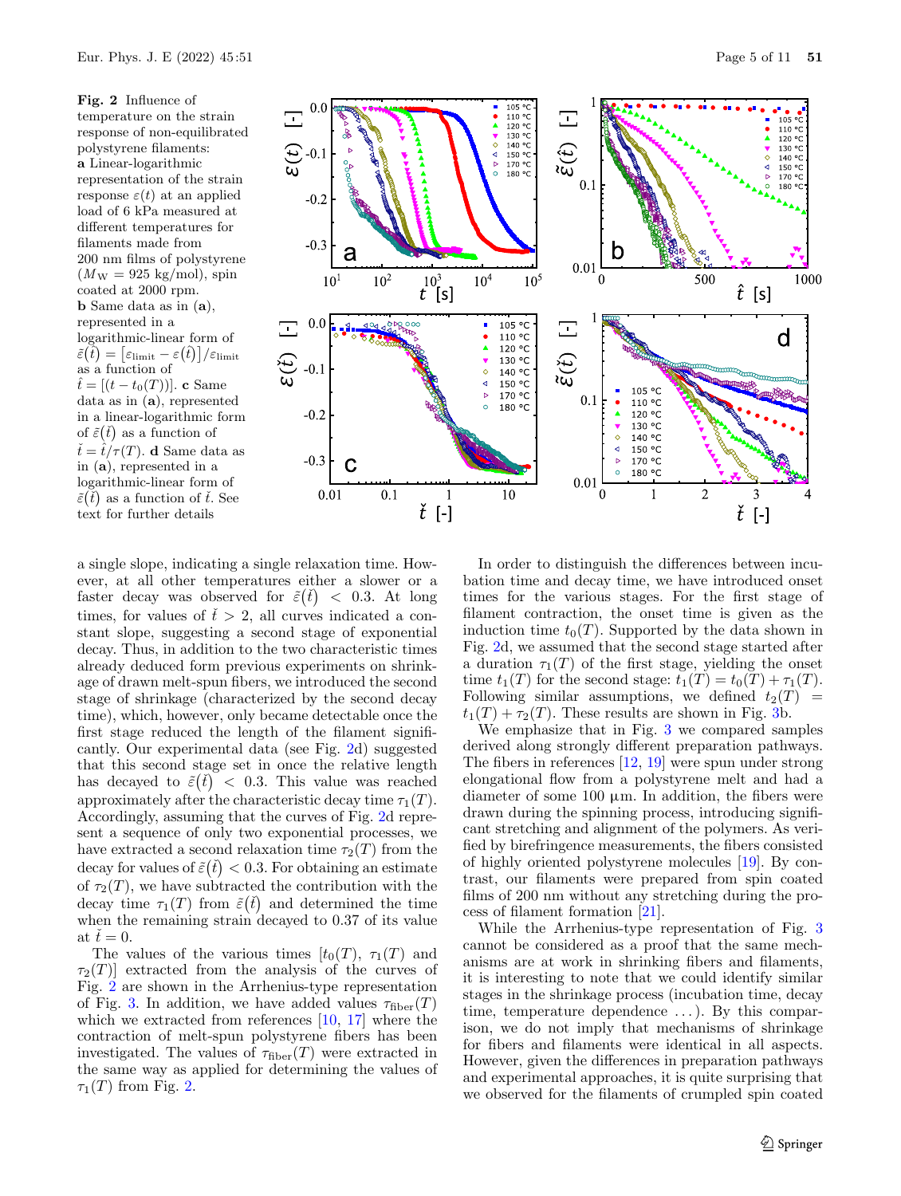**Fig. 2** Influence of temperature on the strain response of non-equilibrated polystyrene filaments: **a** Linear-logarithmic representation of the strain response $\varepsilon(t)$ at an applied load of 6 kPa measured at different temperatures for filaments made from 200 nm films of polystyrene ($M_W = 925$ kg/mol), spin coated at 2000 rpm. **b** Same data as in (**a**), represented in a logarithmic-linear form of $\tilde{\varepsilon}(\hat{t}) = [\varepsilon_{\text{limit}} - \varepsilon(\hat{t})]/\varepsilon_{\text{limit}}$ as a function of $\hat{t} = [(t - t_0(T))]$. **c** Same data as in (**a**), represented in a linear-logarithmic form of $\check{\varepsilon}(\check{t})$ as a function of $\check{t} = \hat{t}/\tau(T)$. **d** Same data as in (**a**), represented in a logarithmic-linear form of $\tilde{\varepsilon}(\check{t})$ as a function of $\check{t}$. See text for further details

a single slope, indicating a single relaxation time. However, at all other temperatures either a slower or a faster decay was observed for $\tilde{\varepsilon}(\check{t}) < 0.3$. At long times, for values of $\check{t} > 2$, all curves indicated a constant slope, suggesting a second stage of exponential decay. Thus, in addition to the two characteristic times already deduced form previous experiments on shrinkage of drawn melt-spun fibers, we introduced the second stage of shrinkage (characterized by the second decay time), which, however, only became detectable once the first stage reduced the length of the filament significantly. Our experimental data (see Fig. 2d) suggested that this second stage set in once the relative length has decayed to $\tilde{\varepsilon}(\check{t}) < 0.3$. This value was reached approximately after the characteristic decay time $\tau_1(T)$. Accordingly, assuming that the curves of Fig. 2d represent a sequence of only two exponential processes, we have extracted a second relaxation time $\tau_2(T)$ from the decay for values of $\tilde{\varepsilon}(\check{t}) < 0.3$. For obtaining an estimate of $\tau_2(T)$, we have subtracted the contribution with the decay time $\tau_1(T)$ from $\tilde{\varepsilon}(\check{t})$ and determined the time when the remaining strain decayed to 0.37 of its value at $\check{t} = 0$.

The values of the various times [$t_0(T)$, $\tau_1(T)$ and $\tau_2(T)$] extracted from the analysis of the curves of Fig. 2 are shown in the Arrhenius-type representation of Fig. 3. In addition, we have added values $\tau_{\text{fiber}}(T)$ which we extracted from references [10, 17] where the contraction of melt-spun polystyrene fibers has been investigated. The values of $\tau_{\text{fiber}}(T)$ were extracted in the same way as applied for determining the values of $\tau_1(T)$ from Fig. 2.

In order to distinguish the differences between incubation time and decay time, we have introduced onset times for the various stages. For the first stage of filament contraction, the onset time is given as the induction time $t_0(T)$. Supported by the data shown in Fig. 2d, we assumed that the second stage started after a duration $\tau_1(T)$ of the first stage, yielding the onset time $t_1(T)$ for the second stage: $t_1(T) = t_0(T) + \tau_1(T)$. Following similar assumptions, we defined $t_2(T) = t_1(T) + \tau_2(T)$. These results are shown in Fig. 3b.

We emphasize that in Fig. 3 we compared samples derived along strongly different preparation pathways. The fibers in references [12, 19] were spun under strong elongational flow from a polystyrene melt and had a diameter of some 100 µm. In addition, the fibers were drawn during the spinning process, introducing significant stretching and alignment of the polymers. As verified by birefringence measurements, the fibers consisted of highly oriented polystyrene molecules [19]. By contrast, our filaments were prepared from spin coated films of 200 nm without any stretching during the process of filament formation [21].

While the Arrhenius-type representation of Fig. 3 cannot be considered as a proof that the same mechanisms are at work in shrinking fibers and filaments, it is interesting to note that we could identify similar stages in the shrinkage process (incubation time, decay time, temperature dependence ...). By this comparison, we do not imply that mechanisms of shrinkage for fibers and filaments were identical in all aspects. However, given the differences in preparation pathways and experimental approaches, it is quite surprising that we observed for the filaments of crumpled spin coated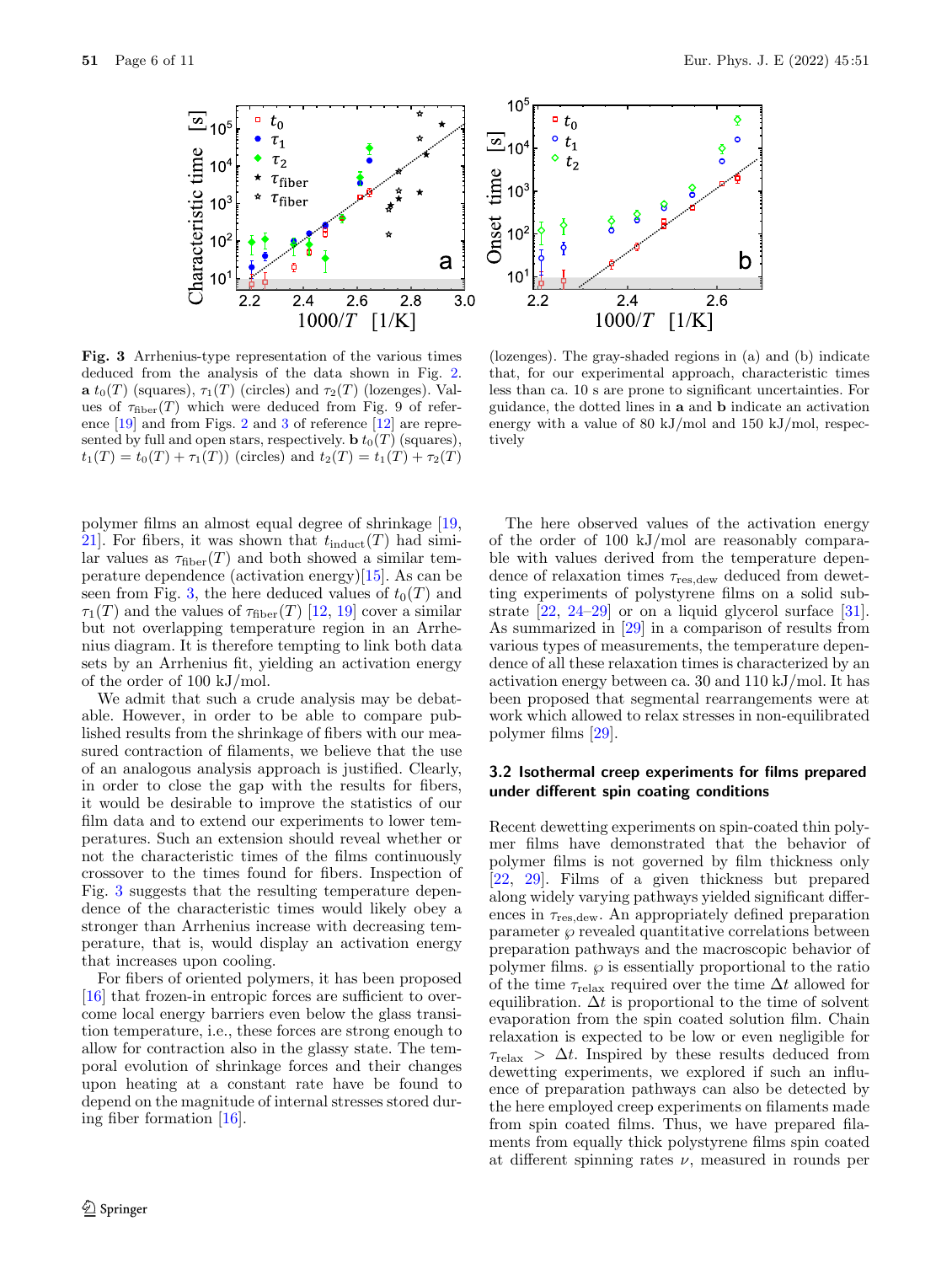**Fig. 3** Arrhenius-type representation of the various times deduced from the analysis of the data shown in Fig. 2. **a** $t_0(T)$ (squares), $\tau_1(T)$ (circles) and $\tau_2(T)$ (lozenges). Values of $\tau_{\text{fiber}}(T)$ which were deduced from Fig. 9 of reference [19] and from Figs. 2 and 3 of reference [12] are represented by full and open stars, respectively. **b** $t_0(T)$ (squares), $t_1(T) = t_0(T) + \tau_1(T))$ (circles) and $t_2(T) = t_1(T) + \tau_2(T)$ (lozenges). The gray-shaded regions in (a) and (b) indicate that, for our experimental approach, characteristic times less than ca. 10 s are prone to significant uncertainties. For guidance, the dotted lines in **a** and **b** indicate an activation energy with a value of 80 kJ/mol and 150 kJ/mol, respectively

polymer films an almost equal degree of shrinkage [19, 21]. For fibers, it was shown that $t_{\text{induct}}(T)$ had similar values as $\tau_{\text{fiber}}(T)$ and both showed a similar temperature dependence (activation energy)[15]. As can be seen from Fig. 3, the here deduced values of $t_0(T)$ and $\tau_1(T)$ and the values of $\tau_{\text{fiber}}(T)$ [12, 19] cover a similar but not overlapping temperature region in an Arrhenius diagram. It is therefore tempting to link both data sets by an Arrhenius fit, yielding an activation energy of the order of 100 kJ/mol.

We admit that such a crude analysis may be debatable. However, in order to be able to compare published results from the shrinkage of fibers with our measured contraction of filaments, we believe that the use of an analogous analysis approach is justified. Clearly, in order to close the gap with the results for fibers, it would be desirable to improve the statistics of our film data and to extend our experiments to lower temperatures. Such an extension should reveal whether or not the characteristic times of the films continuously crossover to the times found for fibers. Inspection of Fig. 3 suggests that the resulting temperature dependence of the characteristic times would likely obey a stronger than Arrhenius increase with decreasing temperature, that is, would display an activation energy that increases upon cooling.

For fibers of oriented polymers, it has been proposed [16] that frozen-in entropic forces are sufficient to overcome local energy barriers even below the glass transition temperature, i.e., these forces are strong enough to allow for contraction also in the glassy state. The temporal evolution of shrinkage forces and their changes upon heating at a constant rate have be found to depend on the magnitude of internal stresses stored during fiber formation [16].

The here observed values of the activation energy of the order of 100 kJ/mol are reasonably comparable with values derived from the temperature dependence of relaxation times $\tau_{\text{res,dew}}$ deduced from dewetting experiments of polystyrene films on a solid substrate [22, 24–29] or on a liquid glycerol surface [31]. As summarized in [29] in a comparison of results from various types of measurements, the temperature dependence of all these relaxation times is characterized by an activation energy between ca. 30 and 110 kJ/mol. It has been proposed that segmental rearrangements were at work which allowed to relax stresses in non-equilibrated polymer films [29].

### 3.2 Isothermal creep experiments for films prepared under different spin coating conditions

Recent dewetting experiments on spin-coated thin polymer films have demonstrated that the behavior of polymer films is not governed by film thickness only [22, 29]. Films of a given thickness but prepared along widely varying pathways yielded significant differences in $\tau_{\text{res,dew}}$. An appropriately defined preparation parameter $\wp$ revealed quantitative correlations between preparation pathways and the macroscopic behavior of polymer films. $\wp$ is essentially proportional to the ratio of the time $\tau_{\text{relax}}$ required over the time $\Delta t$ allowed for equilibration. $\Delta t$ is proportional to the time of solvent evaporation from the spin coated solution film. Chain relaxation is expected to be low or even negligible for $\tau_{\text{relax}} > \Delta t$. Inspired by these results deduced from dewetting experiments, we explored if such an influence of preparation pathways can also be detected by the here employed creep experiments on filaments made from spin coated films. Thus, we have prepared filaments from equally thick polystyrene films spin coated at different spinning rates $\nu$, measured in rounds per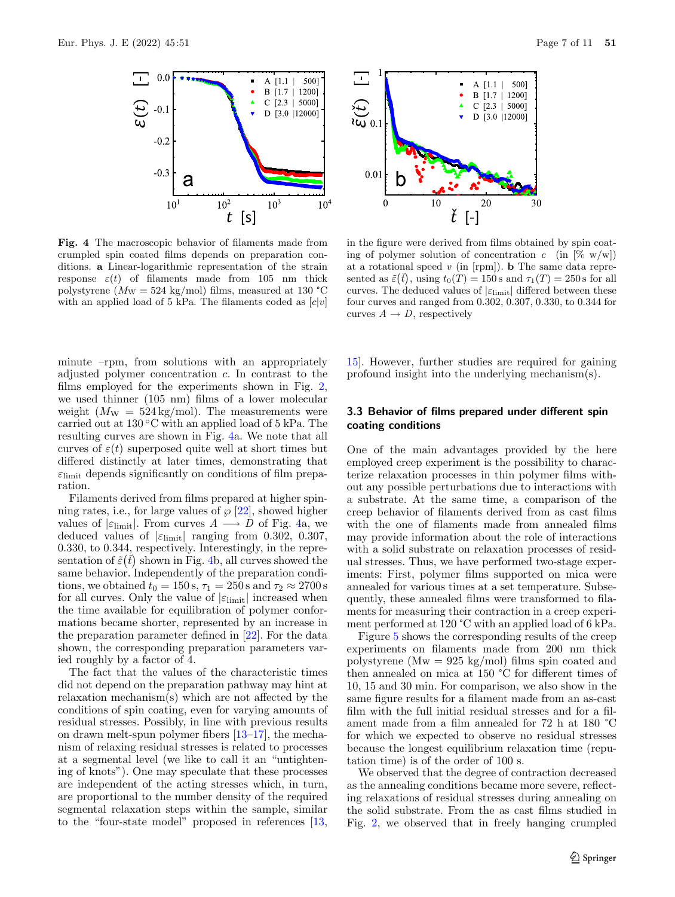**Fig. 4** The macroscopic behavior of filaments made from crumpled spin coated films depends on preparation conditions. **a** Linear-logarithmic representation of the strain response $\varepsilon(t)$ of filaments made from 105 nm thick polystyrene ($M_W = 524$ kg/mol) films, measured at 130 °C with an applied load of 5 kPa. The filaments coded as $[c|v]$ in the figure were derived from films obtained by spin coating of polymer solution of concentration $c$ (in [% w/w]) at a rotational speed $v$ (in [rpm]). **b** The same data represented as $\tilde{\varepsilon}(\check{t})$, using $t_0(T) = 150$ s and $\tau_1(T) = 250$ s for all curves. The deduced values of $|\varepsilon_{\text{limit}}|$ differed between these four curves and ranged from 0.302, 0.307, 0.330, to 0.344 for curves $A \rightarrow D$, respectively

minute –rpm, from solutions with an appropriately adjusted polymer concentration $c$. In contrast to the films employed for the experiments shown in Fig. 2, we used thinner (105 nm) films of a lower molecular weight ($M_W = 524$ kg/mol). The measurements were carried out at 130 °C with an applied load of 5 kPa. The resulting curves are shown in Fig. 4a. We note that all curves of $\varepsilon(t)$ superposed quite well at short times but differed distinctly at later times, demonstrating that $\varepsilon_{\text{limit}}$ depends significantly on conditions of film preparation.

Filaments derived from films prepared at higher spinning rates, i.e., for large values of $\wp$ [22], showed higher values of $|\varepsilon_{\text{limit}}|$. From curves $A \longrightarrow D$ of Fig. 4a, we deduced values of $|\varepsilon_{\text{limit}}|$ ranging from 0.302, 0.307, 0.330, to 0.344, respectively. Interestingly, in the representation of $\tilde{\varepsilon}(\check{t})$ shown in Fig. 4b, all curves showed the same behavior. Independently of the preparation conditions, we obtained $t_0 = 150$ s, $\tau_1 = 250$ s and $\tau_2 \approx 2700$ s for all curves. Only the value of $|\varepsilon_{\text{limit}}|$ increased when the time available for equilibration of polymer conformations became shorter, represented by an increase in the preparation parameter defined in [22]. For the data shown, the corresponding preparation parameters varied roughly by a factor of 4.

The fact that the values of the characteristic times did not depend on the preparation pathway may hint at relaxation mechanism(s) which are not affected by the conditions of spin coating, even for varying amounts of residual stresses. Possibly, in line with previous results on drawn melt-spun polymer fibers [13–17], the mechanism of relaxing residual stresses is related to processes at a segmental level (we like to call it an "untightening of knots"). One may speculate that these processes are independent of the acting stresses which, in turn, are proportional to the number density of the required segmental relaxation steps within the sample, similar to the "four-state model" proposed in references [13, 15]. However, further studies are required for gaining profound insight into the underlying mechanism(s).

### 3.3 Behavior of films prepared under different spin coating conditions

One of the main advantages provided by the here employed creep experiment is the possibility to characterize relaxation processes in thin polymer films without any possible perturbations due to interactions with a substrate. At the same time, a comparison of the creep behavior of filaments derived from as cast films with the one of filaments made from annealed films may provide information about the role of interactions with a solid substrate on relaxation processes of residual stresses. Thus, we have performed two-stage experiments: First, polymer films supported on mica were annealed for various times at a set temperature. Subsequently, these annealed films were transformed to filaments for measuring their contraction in a creep experiment performed at 120 °C with an applied load of 6 kPa.

Figure 5 shows the corresponding results of the creep experiments on filaments made from 200 nm thick polystyrene (Mw = 925 kg/mol) films spin coated and then annealed on mica at 150 °C for different times of 10, 15 and 30 min. For comparison, we also show in the same figure results for a filament made from an as-cast film with the full initial residual stresses and for a filament made from a film annealed for 72 h at 180 °C for which we expected to observe no residual stresses because the longest equilibrium relaxation time (reputation time) is of the order of 100 s.

We observed that the degree of contraction decreased as the annealing conditions became more severe, reflecting relaxations of residual stresses during annealing on the solid substrate. From the as cast films studied in Fig. 2, we observed that in freely hanging crumpled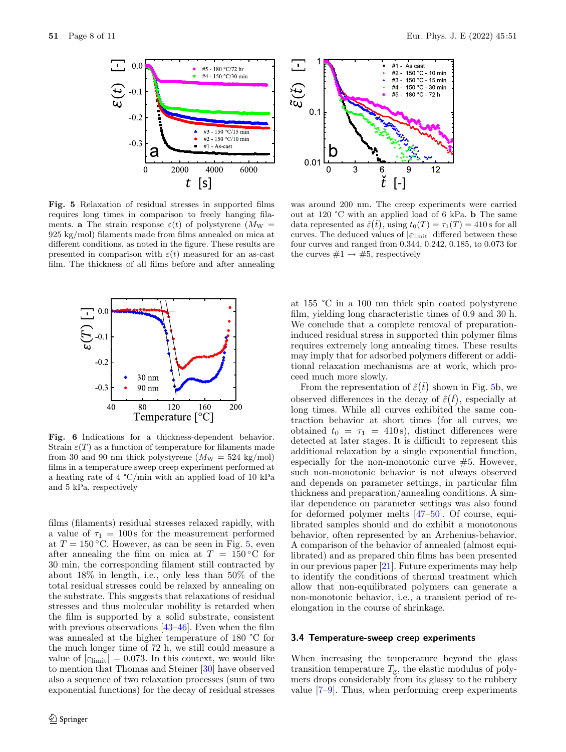**Fig. 5** Relaxation of residual stresses in supported films requires long times in comparison to freely hanging filaments. **a** The strain response $\varepsilon(t)$ of polystyrene ($M_W$ = 925 kg/mol) filaments made from films annealed on mica at different conditions, as noted in the figure. These results are presented in comparison with $\varepsilon(t)$ measured for an as-cast film. The thickness of all films before and after annealing was around 200 nm. The creep experiments were carried out at 120 °C with an applied load of 6 kPa. **b** The same data represented as $\tilde{\varepsilon}(\check{t})$, using $t_0(T) = \tau_1(T) = 410$ s for all curves. The deduced values of $|\varepsilon_{\text{limit}}|$ differed between these four curves and ranged from 0.344, 0.242, 0.185, to 0.073 for the curves #1 → #5, respectively

**Fig. 6** Indications for a thickness-dependent behavior. Strain $\varepsilon(T)$ as a function of temperature for filaments made from 30 and 90 nm thick polystyrene ($M_W$ = 524 kg/mol) films in a temperature sweep creep experiment performed at a heating rate of 4 °C/min with an applied load of 10 kPa and 5 kPa, respectively

films (filaments) residual stresses relaxed rapidly, with a value of $\tau_1 = 100$ s for the measurement performed at $T = 150\,^\circ$C. However, as can be seen in Fig. 5, even after annealing the film on mica at $T = 150\,^\circ$C for 30 min, the corresponding filament still contracted by about 18% in length, i.e., only less than 50% of the total residual stresses could be relaxed by annealing on the substrate. This suggests that relaxations of residual stresses and thus molecular mobility is retarded when the film is supported by a solid substrate, consistent with previous observations [43–46]. Even when the film was annealed at the higher temperature of 180 °C for the much longer time of 72 h, we still could measure a value of $|\varepsilon_{\text{limit}}| = 0.073$. In this context, we would like to mention that Thomas and Steiner [30] have observed also a sequence of two relaxation processes (sum of two exponential functions) for the decay of residual stresses at 155 °C in a 100 nm thick spin coated polystyrene film, yielding long characteristic times of 0.9 and 30 h. We conclude that a complete removal of preparation-induced residual stress in supported thin polymer films requires extremely long annealing times. These results may imply that for adsorbed polymers different or additional relaxation mechanisms are at work, which proceed much more slowly.

From the representation of $\tilde{\varepsilon}(\check{t})$ shown in Fig. 5b, we observed differences in the decay of $\tilde{\varepsilon}(\check{t})$, especially at long times. While all curves exhibited the same contraction behavior at short times (for all curves, we obtained $t_0 = \tau_1 = 410$ s), distinct differences were detected at later stages. It is difficult to represent this additional relaxation by a single exponential function, especially for the non-monotonic curve #5. However, such non-monotonic behavior is not always observed and depends on parameter settings, in particular film thickness and preparation/annealing conditions. A similar dependence on parameter settings was also found for deformed polymer melts [47–50]. Of course, equilibrated samples should and do exhibit a monotonous behavior, often represented by an Arrhenius-behavior. A comparison of the behavior of annealed (almost equilibrated) and as prepared thin films has been presented in our previous paper [21]. Future experiments may help to identify the conditions of thermal treatment which allow that non-equilibrated polymers can generate a non-monotonic behavior, i.e., a transient period of re-elongation in the course of shrinkage.

### 3.4 Temperature-sweep creep experiments

When increasing the temperature beyond the glass transition temperature $T_g$, the elastic modulus of polymers drops considerably from its glassy to the rubbery value [7–9]. Thus, when performing creep experiments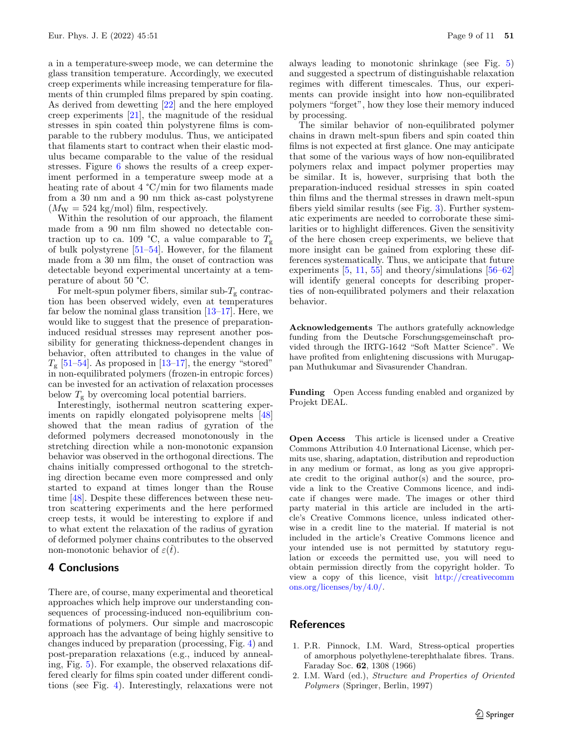a in a temperature-sweep mode, we can determine the glass transition temperature. Accordingly, we executed creep experiments while increasing temperature for filaments of thin crumpled films prepared by spin coating. As derived from dewetting [22] and the here employed creep experiments [21], the magnitude of the residual stresses in spin coated thin polystyrene films is comparable to the rubbery modulus. Thus, we anticipated that filaments start to contract when their elastic modulus became comparable to the value of the residual stresses. Figure 6 shows the results of a creep experiment performed in a temperature sweep mode at a heating rate of about 4 °C/min for two filaments made from a 30 nm and a 90 nm thick as-cast polystyrene ($M_W$ = 524 kg/mol) film, respectively.

Within the resolution of our approach, the filament made from a 90 nm film showed no detectable contraction up to ca. 109 °C, a value comparable to $T_g$ of bulk polystyrene [51–54]. However, for the filament made from a 30 nm film, the onset of contraction was detectable beyond experimental uncertainty at a temperature of about 50 °C.

For melt-spun polymer fibers, similar sub-$T_g$ contraction has been observed widely, even at temperatures far below the nominal glass transition [13–17]. Here, we would like to suggest that the presence of preparation-induced residual stresses may represent another possibility for generating thickness-dependent changes in behavior, often attributed to changes in the value of $T_g$ [51–54]. As proposed in [13–17], the energy "stored" in non-equilibrated polymers (frozen-in entropic forces) can be invested for an activation of relaxation processes below $T_g$ by overcoming local potential barriers.

Interestingly, isothermal neutron scattering experiments on rapidly elongated polyisoprene melts [48] showed that the mean radius of gyration of the deformed polymers decreased monotonously in the stretching direction while a non-monotonic expansion behavior was observed in the orthogonal directions. The chains initially compressed orthogonal to the stretching direction became even more compressed and only started to expand at times longer than the Rouse time [48]. Despite these differences between these neutron scattering experiments and the here performed creep tests, it would be interesting to explore if and to what extent the relaxation of the radius of gyration of deformed polymer chains contributes to the observed non-monotonic behavior of $\varepsilon(\tilde{t})$.

## 4 Conclusions

There are, of course, many experimental and theoretical approaches which help improve our understanding consequences of processing-induced non-equilibrium conformations of polymers. Our simple and macroscopic approach has the advantage of being highly sensitive to changes induced by preparation (processing, Fig. 4) and post-preparation relaxations (e.g., induced by annealing, Fig. 5). For example, the observed relaxations differed clearly for films spin coated under different conditions (see Fig. 4). Interestingly, relaxations were not always leading to monotonic shrinkage (see Fig. 5) and suggested a spectrum of distinguishable relaxation regimes with different timescales. Thus, our experiments can provide insight into how non-equilibrated polymers "forget", how they lose their memory induced by processing.

The similar behavior of non-equilibrated polymer chains in drawn melt-spun fibers and spin coated thin films is not expected at first glance. One may anticipate that some of the various ways of how non-equilibrated polymers relax and impact polymer properties may be similar. It is, however, surprising that both the preparation-induced residual stresses in spin coated thin films and the thermal stresses in drawn melt-spun fibers yield similar results (see Fig. 3). Further systematic experiments are needed to corroborate these similarities or to highlight differences. Given the sensitivity of the here chosen creep experiments, we believe that more insight can be gained from exploring these differences systematically. Thus, we anticipate that future experiments [5, 11, 55] and theory/simulations [56–62] will identify general concepts for describing properties of non-equilibrated polymers and their relaxation behavior.

**Acknowledgements** The authors gratefully acknowledge funding from the Deutsche Forschungsgemeinschaft provided through the IRTG-1642 "Soft Matter Science". We have profited from enlightening discussions with Murugappan Muthukumar and Sivasurender Chandran.

**Funding** Open Access funding enabled and organized by Projekt DEAL.

**Open Access** This article is licensed under a Creative Commons Attribution 4.0 International License, which permits use, sharing, adaptation, distribution and reproduction in any medium or format, as long as you give appropriate credit to the original author(s) and the source, provide a link to the Creative Commons licence, and indicate if changes were made. The images or other third party material in this article are included in the article's Creative Commons licence, unless indicated otherwise in a credit line to the material. If material is not included in the article's Creative Commons licence and your intended use is not permitted by statutory regulation or exceeds the permitted use, you will need to obtain permission directly from the copyright holder. To view a copy of this licence, visit http://creativecommons.org/licenses/by/4.0/.

## References

1. P.R. Pinnock, I.M. Ward, Stress-optical properties of amorphous polyethylene-terephthalate fibres. Trans. Faraday Soc. **62**, 1308 (1966)
2. I.M. Ward (ed.), *Structure and Properties of Oriented Polymers* (Springer, Berlin, 1997)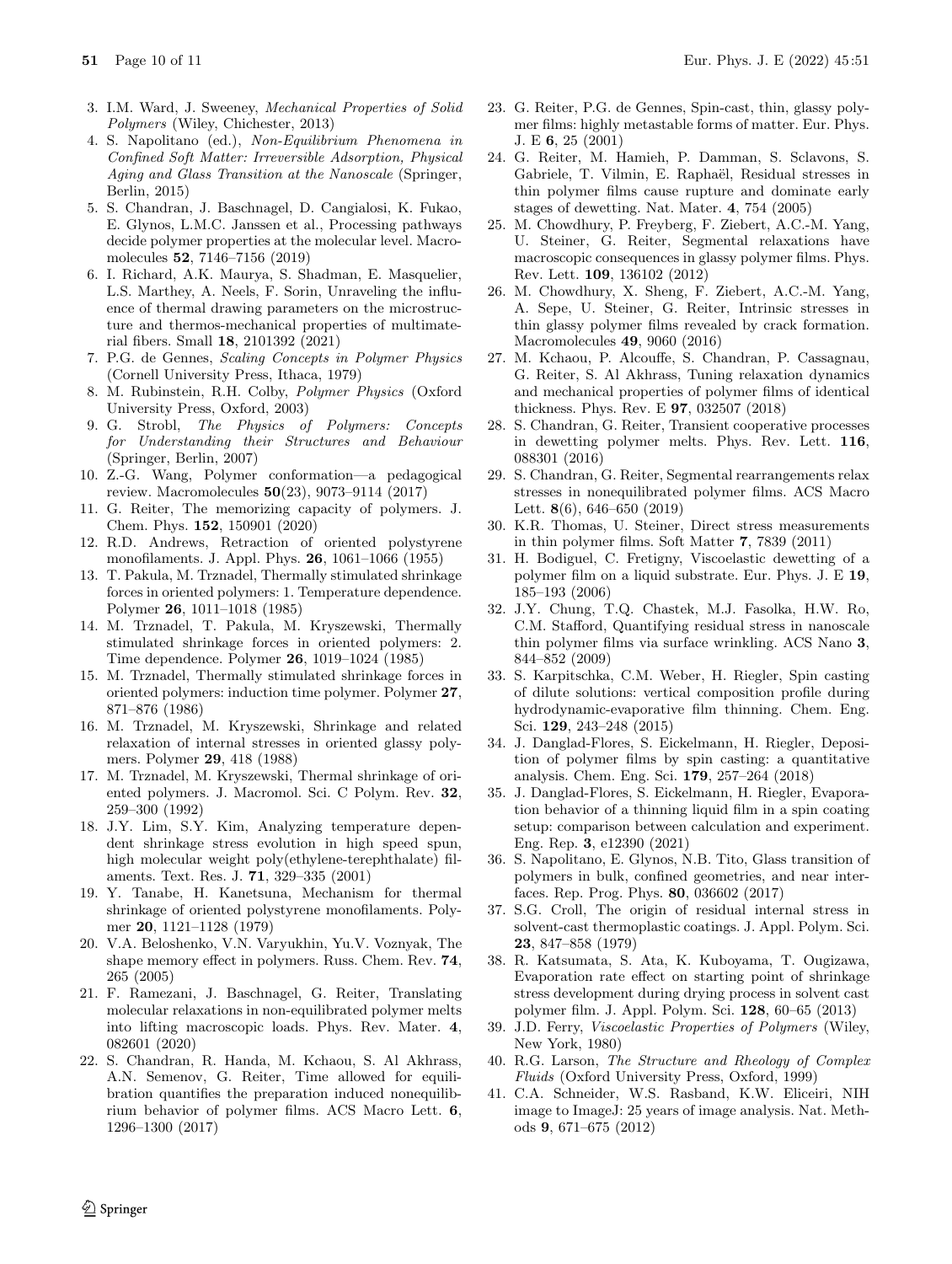3. I.M. Ward, J. Sweeney, *Mechanical Properties of Solid Polymers* (Wiley, Chichester, 2013)
4. S. Napolitano (ed.), *Non-Equilibrium Phenomena in Confined Soft Matter: Irreversible Adsorption, Physical Aging and Glass Transition at the Nanoscale* (Springer, Berlin, 2015)
5. S. Chandran, J. Baschnagel, D. Cangialosi, K. Fukao, E. Glynos, L.M.C. Janssen et al., Processing pathways decide polymer properties at the molecular level. Macromolecules **52**, 7146–7156 (2019)
6. I. Richard, A.K. Maurya, S. Shadman, E. Masquelier, L.S. Marthey, A. Neels, F. Sorin, Unraveling the influence of thermal drawing parameters on the microstructure and thermos-mechanical properties of multimaterial fibers. Small **18**, 2101392 (2021)
7. P.G. de Gennes, *Scaling Concepts in Polymer Physics* (Cornell University Press, Ithaca, 1979)
8. M. Rubinstein, R.H. Colby, *Polymer Physics* (Oxford University Press, Oxford, 2003)
9. G. Strobl, *The Physics of Polymers: Concepts for Understanding their Structures and Behaviour* (Springer, Berlin, 2007)
10. Z.-G. Wang, Polymer conformation—a pedagogical review. Macromolecules **50**(23), 9073–9114 (2017)
11. G. Reiter, The memorizing capacity of polymers. J. Chem. Phys. **152**, 150901 (2020)
12. R.D. Andrews, Retraction of oriented polystyrene monofilaments. J. Appl. Phys. **26**, 1061–1066 (1955)
13. T. Pakula, M. Trznadel, Thermally stimulated shrinkage forces in oriented polymers: 1. Temperature dependence. Polymer **26**, 1011–1018 (1985)
14. M. Trznadel, T. Pakula, M. Kryszewski, Thermally stimulated shrinkage forces in oriented polymers: 2. Time dependence. Polymer **26**, 1019–1024 (1985)
15. M. Trznadel, Thermally stimulated shrinkage forces in oriented polymers: induction time polymer. Polymer **27**, 871–876 (1986)
16. M. Trznadel, M. Kryszewski, Shrinkage and related relaxation of internal stresses in oriented glassy polymers. Polymer **29**, 418 (1988)
17. M. Trznadel, M. Kryszewski, Thermal shrinkage of oriented polymers. J. Macromol. Sci. C Polym. Rev. **32**, 259–300 (1992)
18. J.Y. Lim, S.Y. Kim, Analyzing temperature dependent shrinkage stress evolution in high speed spun, high molecular weight poly(ethylene-terephthalate) filaments. Text. Res. J. **71**, 329–335 (2001)
19. Y. Tanabe, H. Kanetsuna, Mechanism for thermal shrinkage of oriented polystyrene monofilaments. Polymer **20**, 1121–1128 (1979)
20. V.A. Beloshenko, V.N. Varyukhin, Yu.V. Voznyak, The shape memory effect in polymers. Russ. Chem. Rev. **74**, 265 (2005)
21. F. Ramezani, J. Baschnagel, G. Reiter, Translating molecular relaxations in non-equilibrated polymer melts into lifting macroscopic loads. Phys. Rev. Mater. **4**, 082601 (2020)
22. S. Chandran, R. Handa, M. Kchaou, S. Al Akhrass, A.N. Semenov, G. Reiter, Time allowed for equilibration quantifies the preparation induced nonequilibrium behavior of polymer films. ACS Macro Lett. **6**, 1296–1300 (2017)
23. G. Reiter, P.G. de Gennes, Spin-cast, thin, glassy polymer films: highly metastable forms of matter. Eur. Phys. J. E **6**, 25 (2001)
24. G. Reiter, M. Hamieh, P. Damman, S. Sclavons, S. Gabriele, T. Vilmin, E. Raphaël, Residual stresses in thin polymer films cause rupture and dominate early stages of dewetting. Nat. Mater. **4**, 754 (2005)
25. M. Chowdhury, P. Freyberg, F. Ziebert, A.C.-M. Yang, U. Steiner, G. Reiter, Segmental relaxations have macroscopic consequences in glassy polymer films. Phys. Rev. Lett. **109**, 136102 (2012)
26. M. Chowdhury, X. Sheng, F. Ziebert, A.C.-M. Yang, A. Sepe, U. Steiner, G. Reiter, Intrinsic stresses in thin glassy polymer films revealed by crack formation. Macromolecules **49**, 9060 (2016)
27. M. Kchaou, P. Alcouffe, S. Chandran, P. Cassagnau, G. Reiter, S. Al Akhrass, Tuning relaxation dynamics and mechanical properties of polymer films of identical thickness. Phys. Rev. E **97**, 032507 (2018)
28. S. Chandran, G. Reiter, Transient cooperative processes in dewetting polymer melts. Phys. Rev. Lett. **116**, 088301 (2016)
29. S. Chandran, G. Reiter, Segmental rearrangements relax stresses in nonequilibrated polymer films. ACS Macro Lett. **8**(6), 646–650 (2019)
30. K.R. Thomas, U. Steiner, Direct stress measurements in thin polymer films. Soft Matter **7**, 7839 (2011)
31. H. Bodiguel, C. Fretigny, Viscoelastic dewetting of a polymer film on a liquid substrate. Eur. Phys. J. E **19**, 185–193 (2006)
32. J.Y. Chung, T.Q. Chastek, M.J. Fasolka, H.W. Ro, C.M. Stafford, Quantifying residual stress in nanoscale thin polymer films via surface wrinkling. ACS Nano **3**, 844–852 (2009)
33. S. Karpitschka, C.M. Weber, H. Riegler, Spin casting of dilute solutions: vertical composition profile during hydrodynamic-evaporative film thinning. Chem. Eng. Sci. **129**, 243–248 (2015)
34. J. Danglad-Flores, S. Eickelmann, H. Riegler, Deposition of polymer films by spin casting: a quantitative analysis. Chem. Eng. Sci. **179**, 257–264 (2018)
35. J. Danglad-Flores, S. Eickelmann, H. Riegler, Evaporation behavior of a thinning liquid film in a spin coating setup: comparison between calculation and experiment. Eng. Rep. **3**, e12390 (2021)
36. S. Napolitano, E. Glynos, N.B. Tito, Glass transition of polymers in bulk, confined geometries, and near interfaces. Rep. Prog. Phys. **80**, 036602 (2017)
37. S.G. Croll, The origin of residual internal stress in solvent-cast thermoplastic coatings. J. Appl. Polym. Sci. **23**, 847–858 (1979)
38. R. Katsumata, S. Ata, K. Kuboyama, T. Ougizawa, Evaporation rate effect on starting point of shrinkage stress development during drying process in solvent cast polymer film. J. Appl. Polym. Sci. **128**, 60–65 (2013)
39. J.D. Ferry, *Viscoelastic Properties of Polymers* (Wiley, New York, 1980)
40. R.G. Larson, *The Structure and Rheology of Complex Fluids* (Oxford University Press, Oxford, 1999)
41. C.A. Schneider, W.S. Rasband, K.W. Eliceiri, NIH image to ImageJ: 25 years of image analysis. Nat. Methods **9**, 671–675 (2012)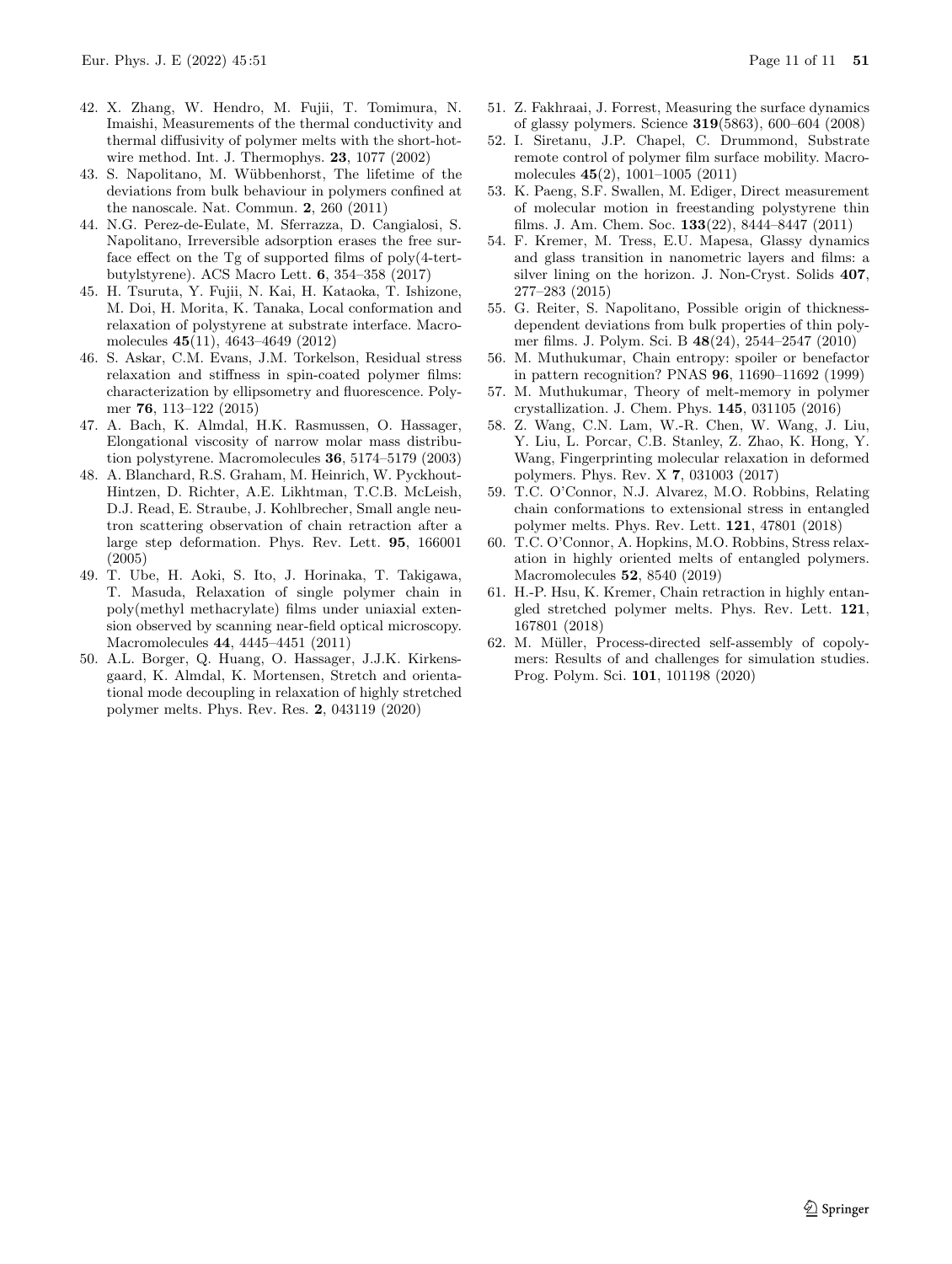42. X. Zhang, W. Hendro, M. Fujii, T. Tomimura, N. Imaishi, Measurements of the thermal conductivity and thermal diffusivity of polymer melts with the short-hot-wire method. Int. J. Thermophys. **23**, 1077 (2002)
43. S. Napolitano, M. Wübbenhorst, The lifetime of the deviations from bulk behaviour in polymers confined at the nanoscale. Nat. Commun. **2**, 260 (2011)
44. N.G. Perez-de-Eulate, M. Sferrazza, D. Cangialosi, S. Napolitano, Irreversible adsorption erases the free surface effect on the Tg of supported films of poly(4-tert-butylstyrene). ACS Macro Lett. **6**, 354–358 (2017)
45. H. Tsuruta, Y. Fujii, N. Kai, H. Kataoka, T. Ishizone, M. Doi, H. Morita, K. Tanaka, Local conformation and relaxation of polystyrene at substrate interface. Macromolecules **45**(11), 4643–4649 (2012)
46. S. Askar, C.M. Evans, J.M. Torkelson, Residual stress relaxation and stiffness in spin-coated polymer films: characterization by ellipsometry and fluorescence. Polymer **76**, 113–122 (2015)
47. A. Bach, K. Almdal, H.K. Rasmussen, O. Hassager, Elongational viscosity of narrow molar mass distribution polystyrene. Macromolecules **36**, 5174–5179 (2003)
48. A. Blanchard, R.S. Graham, M. Heinrich, W. Pyckhout-Hintzen, D. Richter, A.E. Likhtman, T.C.B. McLeish, D.J. Read, E. Straube, J. Kohlbrecher, Small angle neutron scattering observation of chain retraction after a large step deformation. Phys. Rev. Lett. **95**, 166001 (2005)
49. T. Ube, H. Aoki, S. Ito, J. Horinaka, T. Takigawa, T. Masuda, Relaxation of single polymer chain in poly(methyl methacrylate) films under uniaxial extension observed by scanning near-field optical microscopy. Macromolecules **44**, 4445–4451 (2011)
50. A.L. Borger, Q. Huang, O. Hassager, J.J.K. Kirkensgaard, K. Almdal, K. Mortensen, Stretch and orientational mode decoupling in relaxation of highly stretched polymer melts. Phys. Rev. Res. **2**, 043119 (2020)
51. Z. Fakhraai, J. Forrest, Measuring the surface dynamics of glassy polymers. Science **319**(5863), 600–604 (2008)
52. I. Siretanu, J.P. Chapel, C. Drummond, Substrate remote control of polymer film surface mobility. Macromolecules **45**(2), 1001–1005 (2011)
53. K. Paeng, S.F. Swallen, M. Ediger, Direct measurement of molecular motion in freestanding polystyrene thin films. J. Am. Chem. Soc. **133**(22), 8444–8447 (2011)
54. F. Kremer, M. Tress, E.U. Mapesa, Glassy dynamics and glass transition in nanometric layers and films: a silver lining on the horizon. J. Non-Cryst. Solids **407**, 277–283 (2015)
55. G. Reiter, S. Napolitano, Possible origin of thickness-dependent deviations from bulk properties of thin polymer films. J. Polym. Sci. B **48**(24), 2544–2547 (2010)
56. M. Muthukumar, Chain entropy: spoiler or benefactor in pattern recognition? PNAS **96**, 11690–11692 (1999)
57. M. Muthukumar, Theory of melt-memory in polymer crystallization. J. Chem. Phys. **145**, 031105 (2016)
58. Z. Wang, C.N. Lam, W.-R. Chen, W. Wang, J. Liu, Y. Liu, L. Porcar, C.B. Stanley, Z. Zhao, K. Hong, Y. Wang, Fingerprinting molecular relaxation in deformed polymers. Phys. Rev. X **7**, 031003 (2017)
59. T.C. O'Connor, N.J. Alvarez, M.O. Robbins, Relating chain conformations to extensional stress in entangled polymer melts. Phys. Rev. Lett. **121**, 47801 (2018)
60. T.C. O'Connor, A. Hopkins, M.O. Robbins, Stress relaxation in highly oriented melts of entangled polymers. Macromolecules **52**, 8540 (2019)
61. H.-P. Hsu, K. Kremer, Chain retraction in highly entangled stretched polymer melts. Phys. Rev. Lett. **121**, 167801 (2018)
62. M. Müller, Process-directed self-assembly of copolymers: Results of and challenges for simulation studies. Prog. Polym. Sci. **101**, 101198 (2020)